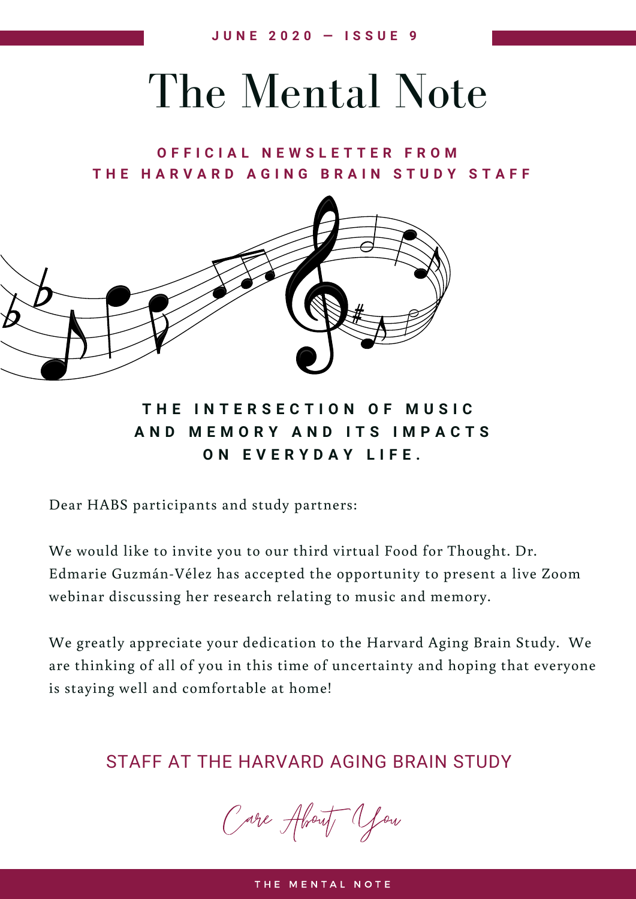JUNE 2020 — ISSUE 9

# The Mental Note

**OFFICIAL NEWSLETTER FROM THE HARVARD AGING BRAIN STUDY STAFF**

## THE INTERSECTION OF MUSIC AND MEMORY AND ITS IMPACTS ON EVERYDAY LIFE.

Dear HABS participants and study partners:

We would like to invite you to our third virtual Food for Thought. Dr. Edmarie Guzmán-Vélez has accepted the opportunity to present a live Zoom webinar discussing her research relating to music and memory.

We greatly appreciate your dedication to the Harvard Aging Brain Study. We are thinking of all of you in this time of uncertainty and hoping that everyone is staying well and comfortable at home!

STAFF AT THE HARVARD AGING BRAIN STUDY

*Care About You*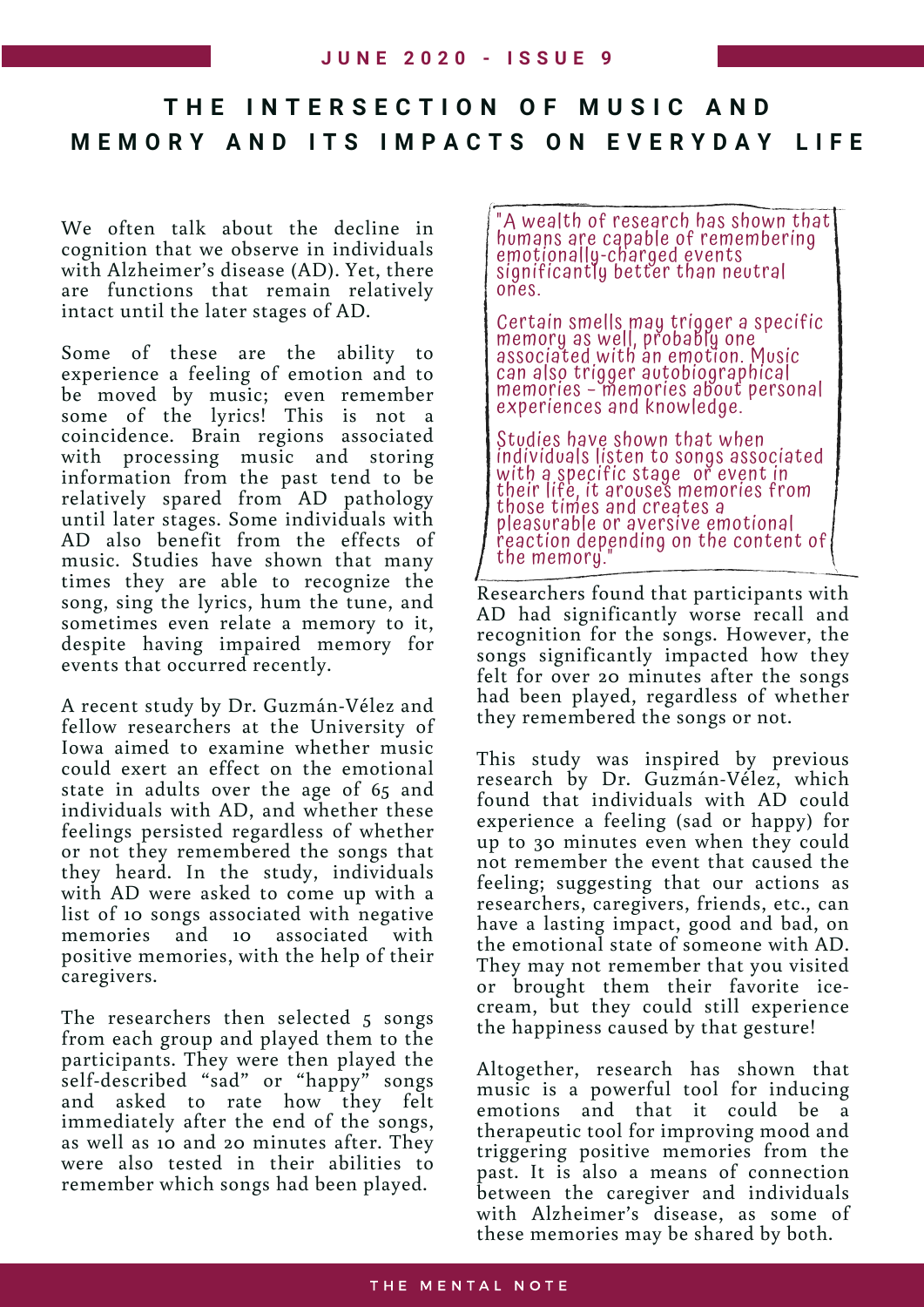# THE INTERSECTION OF MUSIC AND MEMORY AND ITS IMPACTS ON EVERYDAY LIFE

We often talk about the decline in cognition that we observe in individuals with Alzheimer's disease (AD). Yet, there are functions that remain relatively intact until the later stages of AD.

Some of these are the ability to experience a feeling of emotion and to be moved by music; even remember some of the lyrics! This is not a coincidence. Brain regions associated with processing music and storing information from the past tend to be relatively spared from AD pathology until later stages. Some individuals with AD also benefit from the effects of music. Studies have shown that many times they are able to recognize the song, sing the lyrics, hum the tune, and sometimes even relate a memory to it, despite having impaired memory for events that occurred recently.

A recent study by Dr. Guzmán-Vélez and fellow researchers at the University of Iowa aimed to examine whether music could exert an effect on the emotional state in adults over the age of 65 and individuals with AD, and whether these feelings persisted regardless of whether or not they remembered the songs that they heard. In the study, individuals with AD were asked to come up with a list of 10 songs associated with negative memories and 10 associated with positive memories, with the help of their caregivers.

The researchers then selected 5 songs from each group and played them to the participants. They were then played the self-described "sad" or "happy" songs and asked to rate how they felt immediately after the end of the songs, as well as 10 and 20 minutes after. They were also tested in their abilities to remember which songs had been played.

> "A wealth of research has shown that humans are capable of remembering emotionally-charged events significantly better than neutral ones.
>
> Certain smells may trigger a specific memory as well, probably one associated with an emotion. Music can also trigger autobiographical memories - memories about personal experiences and knowledge.
>
> Studies have shown that when individuals listen to songs associated with a specific stage or event in their life, it arouses memories from those times and creates a pleasurable or aversive emotional reaction depending on the content of the memory."

Researchers found that participants with AD had significantly worse recall and recognition for the songs. However, the songs significantly impacted how they felt for over 20 minutes after the songs had been played, regardless of whether they remembered the songs or not.

This study was inspired by previous research by Dr. Guzmán-Vélez, which found that individuals with AD could experience a feeling (sad or happy) for up to 30 minutes even when they could not remember the event that caused the feeling; suggesting that our actions as researchers, caregivers, friends, etc., can have a lasting impact, good and bad, on the emotional state of someone with AD. They may not remember that you visited or brought them their favorite ice-cream, but they could still experience the happiness caused by that gesture!

Altogether, research has shown that music is a powerful tool for inducing emotions and that it could be a therapeutic tool for improving mood and triggering positive memories from the past. It is also a means of connection between the caregiver and individuals with Alzheimer's disease, as some of these memories may be shared by both.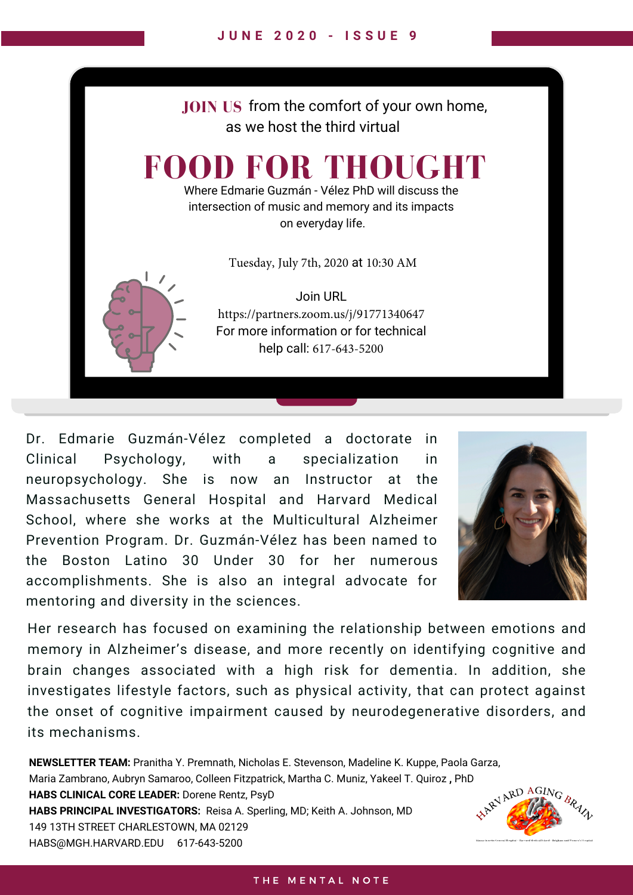JUNE 2020 - ISSUE 9

**JOIN US** from the comfort of your own home, as we host the third virtual

# FOOD FOR THOUGHT

Where Edmarie Guzmán - Vélez PhD will discuss the intersection of music and memory and its impacts on everyday life.

Tuesday, July 7th, 2020 at 10:30 AM

Join URL
https://partners.zoom.us/j/91771340647
For more information or for technical help call: 617-643-5200

Dr. Edmarie Guzmán-Vélez completed a doctorate in Clinical Psychology, with a specialization in neuropsychology. She is now an Instructor at the Massachusetts General Hospital and Harvard Medical School, where she works at the Multicultural Alzheimer Prevention Program. Dr. Guzmán-Vélez has been named to the Boston Latino 30 Under 30 for her numerous accomplishments. She is also an integral advocate for mentoring and diversity in the sciences.

Her research has focused on examining the relationship between emotions and memory in Alzheimer's disease, and more recently on identifying cognitive and brain changes associated with a high risk for dementia. In addition, she investigates lifestyle factors, such as physical activity, that can protect against the onset of cognitive impairment caused by neurodegenerative disorders, and its mechanisms.

**NEWSLETTER TEAM:** Pranitha Y. Premnath, Nicholas E. Stevenson, Madeline K. Kuppe, Paola Garza, Maria Zambrano, Aubryn Samaroo, Colleen Fitzpatrick, Martha C. Muniz, Yakeel T. Quiroz , PhD
**HABS CLINICAL CORE LEADER:** Dorene Rentz, PsyD
**HABS PRINCIPAL INVESTIGATORS:** Reisa A. Sperling, MD; Keith A. Johnson, MD
149 13TH STREET CHARLESTOWN, MA 02129
HABS@MGH.HARVARD.EDU 617-643-5200

HARVARD AGING BRAIN

THE MENTAL NOTE